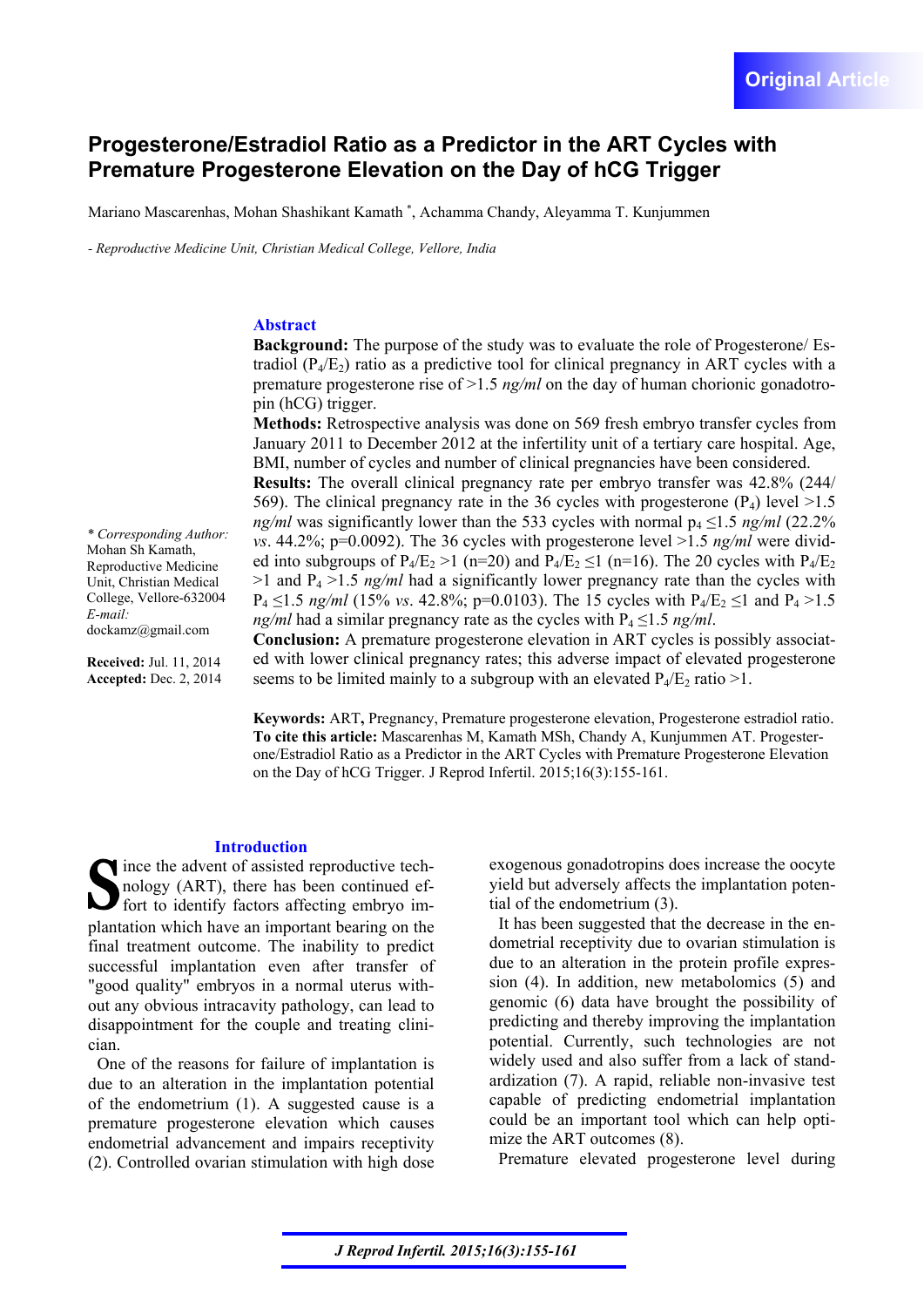Original Article

# Progesterone/Estradiol Ratio as a Predictor in the ART Cycles with Premature Progesterone Elevation on the Day of hCG Trigger

Mariano Mascarenhas, Mohan Shashikant Kamath [*], Achamma Chandy, Aleyamma T. Kunjummen

*- Reproductive Medicine Unit, Christian Medical College, Vellore, India*

## Abstract

**Background:** The purpose of the study was to evaluate the role of Progesterone/ Estradiol ($P_4/E_2$) ratio as a predictive tool for clinical pregnancy in ART cycles with a premature progesterone rise of >1.5 *ng/ml* on the day of human chorionic gonadotropin (hCG) trigger.

**Methods:** Retrospective analysis was done on 569 fresh embryo transfer cycles from January 2011 to December 2012 at the infertility unit of a tertiary care hospital. Age, BMI, number of cycles and number of clinical pregnancies have been considered.

**Results:** The overall clinical pregnancy rate per embryo transfer was 42.8% (244/ 569). The clinical pregnancy rate in the 36 cycles with progesterone ($P_4$) level >1.5 *ng/ml* was significantly lower than the 533 cycles with normal $p_4$ ≤1.5 *ng/ml* (22.2% *vs*. 44.2%; p=0.0092). The 36 cycles with progesterone level >1.5 *ng/ml* were divided into subgroups of $P_4/E_2$ >1 (n=20) and $P_4/E_2$ ≤1 (n=16). The 20 cycles with $P_4/E_2$ >1 and $P_4$ >1.5 *ng/ml* had a significantly lower pregnancy rate than the cycles with $P_4$ ≤1.5 *ng/ml* (15% *vs*. 42.8%; p=0.0103). The 15 cycles with $P_4/E_2$ ≤1 and $P_4$ >1.5 *ng/ml* had a similar pregnancy rate as the cycles with $P_4$ ≤1.5 *ng/ml*.

**Conclusion:** A premature progesterone elevation in ART cycles is possibly associated with lower clinical pregnancy rates; this adverse impact of elevated progesterone seems to be limited mainly to a subgroup with an elevated $P_4/E_2$ ratio >1.

**Keywords:** ART**,** Pregnancy, Premature progesterone elevation, Progesterone estradiol ratio.

**To cite this article:** Mascarenhas M, Kamath MSh, Chandy A, Kunjummen AT. Progesterone/Estradiol Ratio as a Predictor in the ART Cycles with Premature Progesterone Elevation on the Day of hCG Trigger. J Reprod Infertil. 2015;16(3):155-161.

*\* Corresponding Author:* Mohan Sh Kamath, Reproductive Medicine Unit, Christian Medical College, Vellore-632004
*E-mail:* dockamz@gmail.com

**Received:** Jul. 11, 2014
**Accepted:** Dec. 2, 2014

## Introduction

Since the advent of assisted reproductive technology (ART), there has been continued effort to identify factors affecting embryo implantation which have an important bearing on the final treatment outcome. The inability to predict successful implantation even after transfer of "good quality" embryos in a normal uterus without any obvious intracavity pathology, can lead to disappointment for the couple and treating clinician.

One of the reasons for failure of implantation is due to an alteration in the implantation potential of the endometrium (1). A suggested cause is a premature progesterone elevation which causes endometrial advancement and impairs receptivity (2). Controlled ovarian stimulation with high dose exogenous gonadotropins does increase the oocyte yield but adversely affects the implantation potential of the endometrium (3).

It has been suggested that the decrease in the endometrial receptivity due to ovarian stimulation is due to an alteration in the protein profile expression (4). In addition, new metabolomics (5) and genomic (6) data have brought the possibility of predicting and thereby improving the implantation potential. Currently, such technologies are not widely used and also suffer from a lack of standardization (7). A rapid, reliable non-invasive test capable of predicting endometrial implantation could be an important tool which can help optimize the ART outcomes (8).

Premature elevated progesterone level during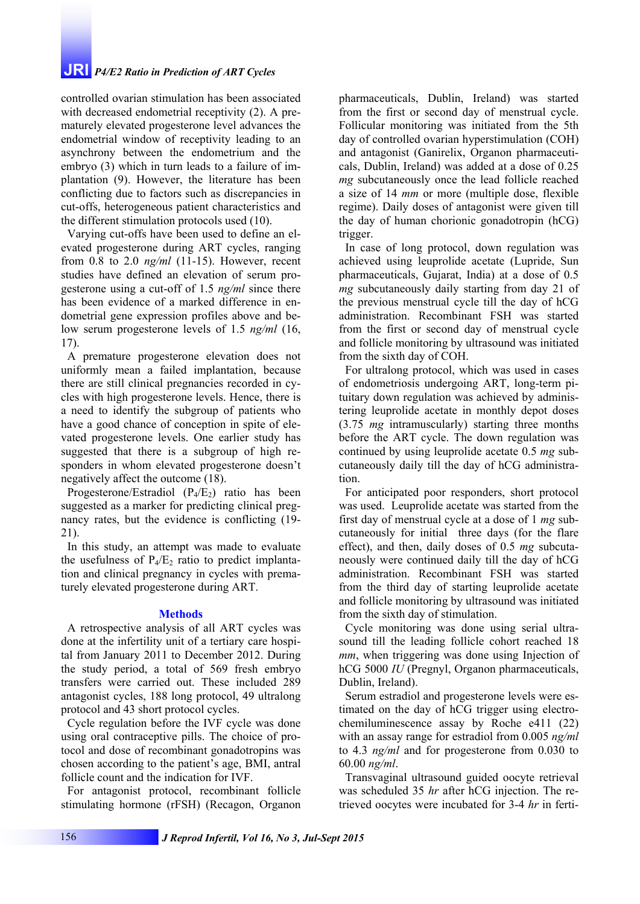controlled ovarian stimulation has been associated with decreased endometrial receptivity (2). A prematurely elevated progesterone level advances the endometrial window of receptivity leading to an asynchrony between the endometrium and the embryo (3) which in turn leads to a failure of implantation (9). However, the literature has been conflicting due to factors such as discrepancies in cut-offs, heterogeneous patient characteristics and the different stimulation protocols used (10).

Varying cut-offs have been used to define an elevated progesterone during ART cycles, ranging from 0.8 to 2.0 *ng/ml* (11-15). However, recent studies have defined an elevation of serum progesterone using a cut-off of 1.5 *ng/ml* since there has been evidence of a marked difference in endometrial gene expression profiles above and below serum progesterone levels of 1.5 *ng/ml* (16, 17).

A premature progesterone elevation does not uniformly mean a failed implantation, because there are still clinical pregnancies recorded in cycles with high progesterone levels. Hence, there is a need to identify the subgroup of patients who have a good chance of conception in spite of elevated progesterone levels. One earlier study has suggested that there is a subgroup of high responders in whom elevated progesterone doesn't negatively affect the outcome (18).

Progesterone/Estradiol ($P_4/E_2$) ratio has been suggested as a marker for predicting clinical pregnancy rates, but the evidence is conflicting (19-21).

In this study, an attempt was made to evaluate the usefulness of $P_4/E_2$ ratio to predict implantation and clinical pregnancy in cycles with prematurely elevated progesterone during ART.

## Methods

A retrospective analysis of all ART cycles was done at the infertility unit of a tertiary care hospital from January 2011 to December 2012. During the study period, a total of 569 fresh embryo transfers were carried out. These included 289 antagonist cycles, 188 long protocol, 49 ultralong protocol and 43 short protocol cycles.

Cycle regulation before the IVF cycle was done using oral contraceptive pills. The choice of protocol and dose of recombinant gonadotropins was chosen according to the patient's age, BMI, antral follicle count and the indication for IVF.

For antagonist protocol, recombinant follicle stimulating hormone (rFSH) (Recagon, Organon pharmaceuticals, Dublin, Ireland) was started from the first or second day of menstrual cycle. Follicular monitoring was initiated from the 5th day of controlled ovarian hyperstimulation (COH) and antagonist (Ganirelix, Organon pharmaceuticals, Dublin, Ireland) was added at a dose of 0.25 *mg* subcutaneously once the lead follicle reached a size of 14 *mm* or more (multiple dose, flexible regime). Daily doses of antagonist were given till the day of human chorionic gonadotropin (hCG) trigger.

In case of long protocol, down regulation was achieved using leuprolide acetate (Lupride, Sun pharmaceuticals, Gujarat, India) at a dose of 0.5 *mg* subcutaneously daily starting from day 21 of the previous menstrual cycle till the day of hCG administration. Recombinant FSH was started from the first or second day of menstrual cycle and follicle monitoring by ultrasound was initiated from the sixth day of COH.

For ultralong protocol, which was used in cases of endometriosis undergoing ART, long-term pituitary down regulation was achieved by administering leuprolide acetate in monthly depot doses (3.75 *mg* intramuscularly) starting three months before the ART cycle. The down regulation was continued by using leuprolide acetate 0.5 *mg* subcutaneously daily till the day of hCG administration.

For anticipated poor responders, short protocol was used. Leuprolide acetate was started from the first day of menstrual cycle at a dose of 1 *mg* subcutaneously for initial three days (for the flare effect), and then, daily doses of 0.5 *mg* subcutaneously were continued daily till the day of hCG administration. Recombinant FSH was started from the third day of starting leuprolide acetate and follicle monitoring by ultrasound was initiated from the sixth day of stimulation.

Cycle monitoring was done using serial ultrasound till the leading follicle cohort reached 18 *mm*, when triggering was done using Injection of hCG 5000 *IU* (Pregnyl, Organon pharmaceuticals, Dublin, Ireland).

Serum estradiol and progesterone levels were estimated on the day of hCG trigger using electrochemiluminescence assay by Roche e411 (22) with an assay range for estradiol from 0.005 *ng/ml* to 4.3 *ng/ml* and for progesterone from 0.030 to 60.00 *ng/ml*.

Transvaginal ultrasound guided oocyte retrieval was scheduled 35 *hr* after hCG injection. The retrieved oocytes were incubated for 3-4 *hr* in ferti-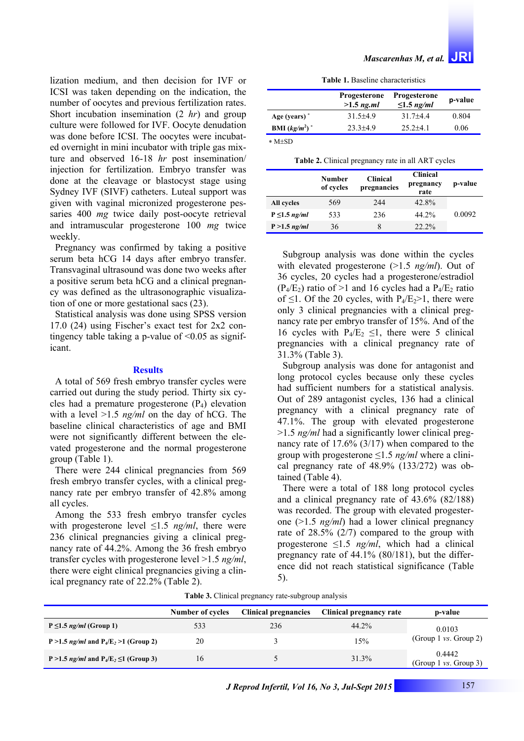lization medium, and then decision for IVF or ICSI was taken depending on the indication, the number of oocytes and previous fertilization rates. Short incubation insemination (2 *hr*) and group culture were followed for IVF. Oocyte denudation was done before ICSI. The oocytes were incubated overnight in mini incubator with triple gas mixture and observed 16-18 *hr* post insemination/injection for fertilization. Embryo transfer was done at the cleavage or blastocyst stage using Sydney IVF (SIVF) catheters. Luteal support was given with vaginal micronized progesterone pessaries 400 *mg* twice daily post-oocyte retrieval and intramuscular progesterone 100 *mg* twice weekly.

Pregnancy was confirmed by taking a positive serum beta hCG 14 days after embryo transfer. Transvaginal ultrasound was done two weeks after a positive serum beta hCG and a clinical pregnancy was defined as the ultrasonographic visualization of one or more gestational sacs (23).

Statistical analysis was done using SPSS version 17.0 (24) using Fischer's exact test for 2x2 contingency table taking a p-value of <0.05 as significant.

## Results

A total of 569 fresh embryo transfer cycles were carried out during the study period. Thirty six cycles had a premature progesterone ($P_4$) elevation with a level >1.5 *ng/ml* on the day of hCG. The baseline clinical characteristics of age and BMI were not significantly different between the elevated progesterone and the normal progesterone group (Table 1).

There were 244 clinical pregnancies from 569 fresh embryo transfer cycles, with a clinical pregnancy rate per embryo transfer of 42.8% among all cycles.

Among the 533 fresh embryo transfer cycles with progesterone level ≤1.5 *ng/ml*, there were 236 clinical pregnancies giving a clinical pregnancy rate of 44.2%. Among the 36 fresh embryo transfer cycles with progesterone level >1.5 *ng/ml*, there were eight clinical pregnancies giving a clinical pregnancy rate of 22.2% (Table 2).

**Table 1.** Baseline characteristics

| | Progesterone >1.5 *ng.ml* | Progesterone ≤1.5 *ng/ml* | p-value |
|---|---|---|---|
| **Age (years)** * | 31.5±4.9 | 31.7±4.4 | 0.804 |
| **BMI ($kg/m^2$)** * | 23.3±4.9 | 25.2±4.1 | 0.06 |

* M±SD

**Table 2.** Clinical pregnancy rate in all ART cycles

| | Number of cycles | Clinical pregnancies | Clinical pregnancy rate | p-value |
|---|---|---|---|---|
| **All cycles** | 569 | 244 | 42.8% | |
| **P ≤1.5 *ng/ml*** | 533 | 236 | 44.2% | 0.0092 |
| **P >1.5 *ng/ml*** | 36 | 8 | 22.2% | |

Subgroup analysis was done within the cycles with elevated progesterone (>1.5 *ng/ml*). Out of 36 cycles, 20 cycles had a progesterone/estradiol ($P_4/E_2$) ratio of >1 and 16 cycles had a $P_4/E_2$ ratio of ≤1. Of the 20 cycles, with $P_4/E_2$>1, there were only 3 clinical pregnancies with a clinical pregnancy rate per embryo transfer of 15%. And of the 16 cycles with $P_4/E_2$ ≤1, there were 5 clinical pregnancies with a clinical pregnancy rate of 31.3% (Table 3).

Subgroup analysis was done for antagonist and long protocol cycles because only these cycles had sufficient numbers for a statistical analysis. Out of 289 antagonist cycles, 136 had a clinical pregnancy with a clinical pregnancy rate of 47.1%. The group with elevated progesterone >1.5 *ng/ml* had a significantly lower clinical pregnancy rate of 17.6% (3/17) when compared to the group with progesterone ≤1.5 *ng/ml* where a clinical pregnancy rate of 48.9% (133/272) was obtained (Table 4).

There were a total of 188 long protocol cycles and a clinical pregnancy rate of 43.6% (82/188) was recorded. The group with elevated progesterone (>1.5 *ng/ml*) had a lower clinical pregnancy rate of 28.5% (2/7) compared to the group with progesterone ≤1.5 *ng/ml*, which had a clinical pregnancy rate of 44.1% (80/181), but the difference did not reach statistical significance (Table 5).

**Table 3.** Clinical pregnancy rate-subgroup analysis

| | Number of cycles | Clinical pregnancies | Clinical pregnancy rate | p-value |
|---|---|---|---|---|
| **P ≤1.5 *ng/ml* (Group 1)** | 533 | 236 | 44.2% | 0.0103 (Group 1 *vs.* Group 2) |
| **P >1.5 *ng/ml* and $P_4/E_2$ >1 (Group 2)** | 20 | 3 | 15% | |
| **P >1.5 *ng/ml* and $P_4/E_2$ ≤1 (Group 3)** | 16 | 5 | 31.3% | 0.4442 (Group 1 *vs.* Group 3) |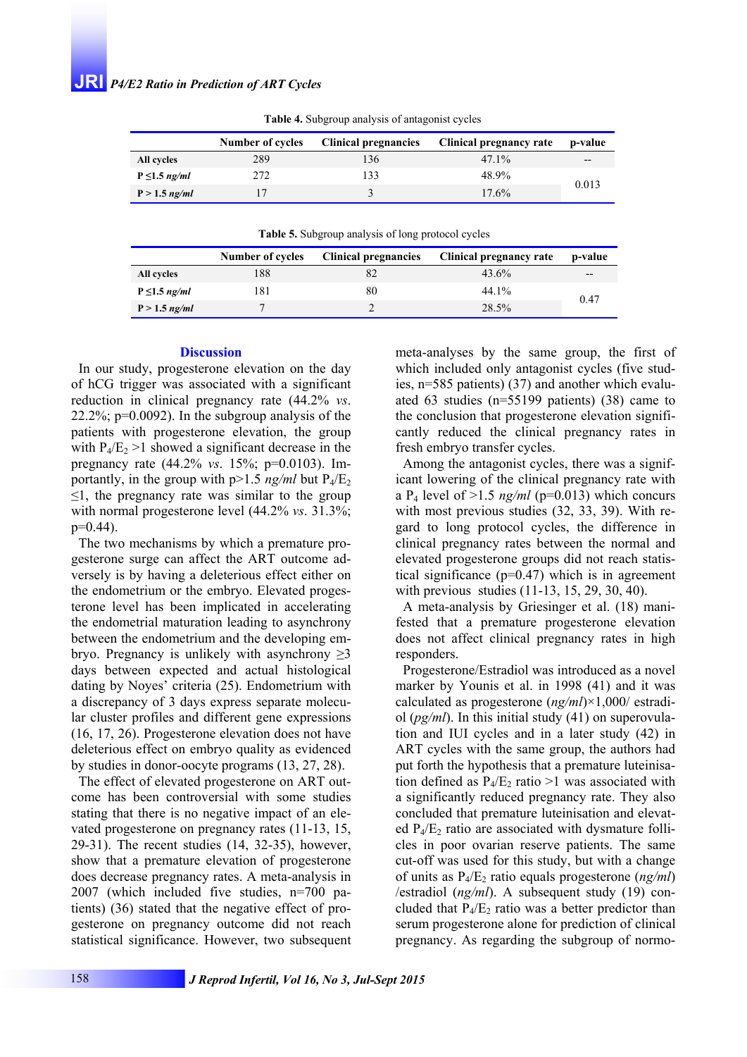**Table 4.** Subgroup analysis of antagonist cycles

| | Number of cycles | Clinical pregnancies | Clinical pregnancy rate | p-value |
|---|---|---|---|---|
| **All cycles** | 289 | 136 | 47.1% | -- |
| **P ≤1.5 *ng/ml*** | 272 | 133 | 48.9% | 0.013 |
| **P > 1.5 *ng/ml*** | 17 | 3 | 17.6% | |

**Table 5.** Subgroup analysis of long protocol cycles

| | Number of cycles | Clinical pregnancies | Clinical pregnancy rate | p-value |
|---|---|---|---|---|
| **All cycles** | 188 | 82 | 43.6% | -- |
| **P ≤1.5 *ng/ml*** | 181 | 80 | 44.1% | 0.47 |
| **P > 1.5 *ng/ml*** | 7 | 2 | 28.5% | |

## Discussion

In our study, progesterone elevation on the day of hCG trigger was associated with a significant reduction in clinical pregnancy rate (44.2% *vs*. 22.2%; p=0.0092). In the subgroup analysis of the patients with progesterone elevation, the group with $P_4/E_2$ >1 showed a significant decrease in the pregnancy rate (44.2% *vs*. 15%; p=0.0103). Importantly, in the group with p>1.5 *ng/ml* but $P_4/E_2$ ≤1, the pregnancy rate was similar to the group with normal progesterone level (44.2% *vs*. 31.3%; p=0.44).

The two mechanisms by which a premature progesterone surge can affect the ART outcome adversely is by having a deleterious effect either on the endometrium or the embryo. Elevated progesterone level has been implicated in accelerating the endometrial maturation leading to asynchrony between the endometrium and the developing embryo. Pregnancy is unlikely with asynchrony ≥3 days between expected and actual histological dating by Noyes' criteria (25). Endometrium with a discrepancy of 3 days express separate molecular cluster profiles and different gene expressions (16, 17, 26). Progesterone elevation does not have deleterious effect on embryo quality as evidenced by studies in donor-oocyte programs (13, 27, 28).

The effect of elevated progesterone on ART outcome has been controversial with some studies stating that there is no negative impact of an elevated progesterone on pregnancy rates (11-13, 15, 29-31). The recent studies (14, 32-35), however, show that a premature elevation of progesterone does decrease pregnancy rates. A meta-analysis in 2007 (which included five studies, n=700 patients) (36) stated that the negative effect of progesterone on pregnancy outcome did not reach statistical significance. However, two subsequent meta-analyses by the same group, the first of which included only antagonist cycles (five studies, n=585 patients) (37) and another which evaluated 63 studies (n=55199 patients) (38) came to the conclusion that progesterone elevation significantly reduced the clinical pregnancy rates in fresh embryo transfer cycles.

Among the antagonist cycles, there was a significant lowering of the clinical pregnancy rate with a $P_4$ level of >1.5 *ng/ml* (p=0.013) which concurs with most previous studies (32, 33, 39). With regard to long protocol cycles, the difference in clinical pregnancy rates between the normal and elevated progesterone groups did not reach statistical significance (p=0.47) which is in agreement with previous studies (11-13, 15, 29, 30, 40).

A meta-analysis by Griesinger et al. (18) manifested that a premature progesterone elevation does not affect clinical pregnancy rates in high responders.

Progesterone/Estradiol was introduced as a novel marker by Younis et al. in 1998 (41) and it was calculated as progesterone (*ng/ml*)×1,000/ estradiol (*pg/ml*). In this initial study (41) on superovulation and IUI cycles and in a later study (42) in ART cycles with the same group, the authors had put forth the hypothesis that a premature luteinisation defined as $P_4/E_2$ ratio >1 was associated with a significantly reduced pregnancy rate. They also concluded that premature luteinisation and elevated $P_4/E_2$ ratio are associated with dysmature follicles in poor ovarian reserve patients. The same cut-off was used for this study, but with a change of units as $P_4/E_2$ ratio equals progesterone (*ng/ml*) /estradiol (*ng/ml*). A subsequent study (19) concluded that $P_4/E_2$ ratio was a better predictor than serum progesterone alone for prediction of clinical pregnancy. As regarding the subgroup of normo-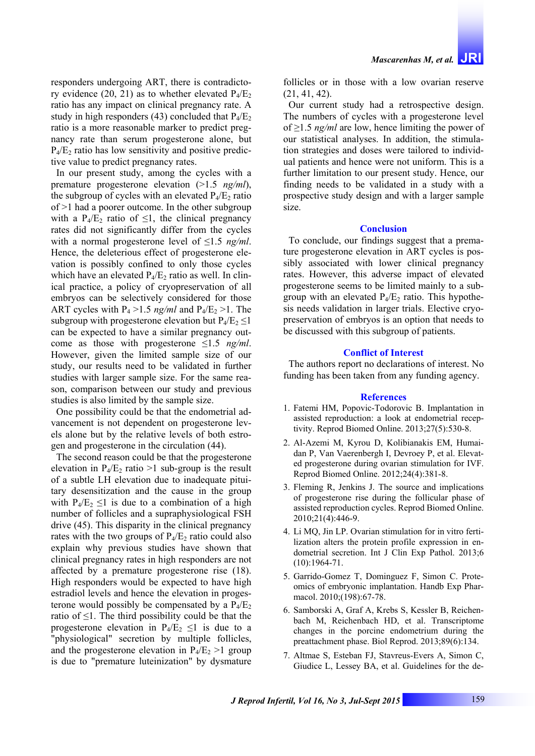responders undergoing ART, there is contradictory evidence (20, 21) as to whether elevated $P_4/E_2$ ratio has any impact on clinical pregnancy rate. A study in high responders (43) concluded that $P_4/E_2$ ratio is a more reasonable marker to predict pregnancy rate than serum progesterone alone, but $P_4/E_2$ ratio has low sensitivity and positive predictive value to predict pregnancy rates.

In our present study, among the cycles with a premature progesterone elevation (>1.5 *ng/ml*), the subgroup of cycles with an elevated $P_4/E_2$ ratio of >1 had a poorer outcome. In the other subgroup with a $P_4/E_2$ ratio of ≤1, the clinical pregnancy rates did not significantly differ from the cycles with a normal progesterone level of ≤1.5 *ng/ml*. Hence, the deleterious effect of progesterone elevation is possibly confined to only those cycles which have an elevated $P_4/E_2$ ratio as well. In clinical practice, a policy of cryopreservation of all embryos can be selectively considered for those ART cycles with $P_4$ >1.5 *ng/ml* and $P_4/E_2$ >1. The subgroup with progesterone elevation but $P_4/E_2$ ≤1 can be expected to have a similar pregnancy outcome as those with progesterone ≤1.5 *ng/ml*. However, given the limited sample size of our study, our results need to be validated in further studies with larger sample size. For the same reason, comparison between our study and previous studies is also limited by the sample size.

One possibility could be that the endometrial advancement is not dependent on progesterone levels alone but by the relative levels of both estrogen and progesterone in the circulation (44).

The second reason could be that the progesterone elevation in $P_4/E_2$ ratio >1 sub-group is the result of a subtle LH elevation due to inadequate pituitary desensitization and the cause in the group with $P_4/E_2$ ≤1 is due to a combination of a high number of follicles and a supraphysiological FSH drive (45). This disparity in the clinical pregnancy rates with the two groups of $P_4/E_2$ ratio could also explain why previous studies have shown that clinical pregnancy rates in high responders are not affected by a premature progesterone rise (18). High responders would be expected to have high estradiol levels and hence the elevation in progesterone would possibly be compensated by a $P_4/E_2$ ratio of ≤1. The third possibility could be that the progesterone elevation in $P_4/E_2$ ≤1 is due to a "physiological" secretion by multiple follicles, and the progesterone elevation in $P_4/E_2$ >1 group is due to "premature luteinization" by dysmature follicles or in those with a low ovarian reserve (21, 41, 42).

Our current study had a retrospective design. The numbers of cycles with a progesterone level of ≥1.5 *ng/ml* are low, hence limiting the power of our statistical analyses. In addition, the stimulation strategies and doses were tailored to individual patients and hence were not uniform. This is a further limitation to our present study. Hence, our finding needs to be validated in a study with a prospective study design and with a larger sample size.

## Conclusion

To conclude, our findings suggest that a premature progesterone elevation in ART cycles is possibly associated with lower clinical pregnancy rates. However, this adverse impact of elevated progesterone seems to be limited mainly to a subgroup with an elevated $P_4/E_2$ ratio. This hypothesis needs validation in larger trials. Elective cryopreservation of embryos is an option that needs to be discussed with this subgroup of patients.

## Conflict of Interest

The authors report no declarations of interest. No funding has been taken from any funding agency.

## References

1. Fatemi HM, Popovic-Todorovic B. Implantation in assisted reproduction: a look at endometrial receptivity. Reprod Biomed Online. 2013;27(5):530-8.
2. Al-Azemi M, Kyrou D, Kolibianakis EM, Humaidan P, Van Vaerenbergh I, Devroey P, et al. Elevated progesterone during ovarian stimulation for IVF. Reprod Biomed Online. 2012;24(4):381-8.
3. Fleming R, Jenkins J. The source and implications of progesterone rise during the follicular phase of assisted reproduction cycles. Reprod Biomed Online. 2010;21(4):446-9.
4. Li MQ, Jin LP. Ovarian stimulation for in vitro fertilization alters the protein profile expression in endometrial secretion. Int J Clin Exp Pathol. 2013;6(10):1964-71.
5. Garrido-Gomez T, Dominguez F, Simon C. Proteomics of embryonic implantation. Handb Exp Pharmacol. 2010;(198):67-78.
6. Samborski A, Graf A, Krebs S, Kessler B, Reichenbach M, Reichenbach HD, et al. Transcriptome changes in the porcine endometrium during the preattachment phase. Biol Reprod. 2013;89(6):134.
7. Altmae S, Esteban FJ, Stavreus-Evers A, Simon C, Giudice L, Lessey BA, et al. Guidelines for the de-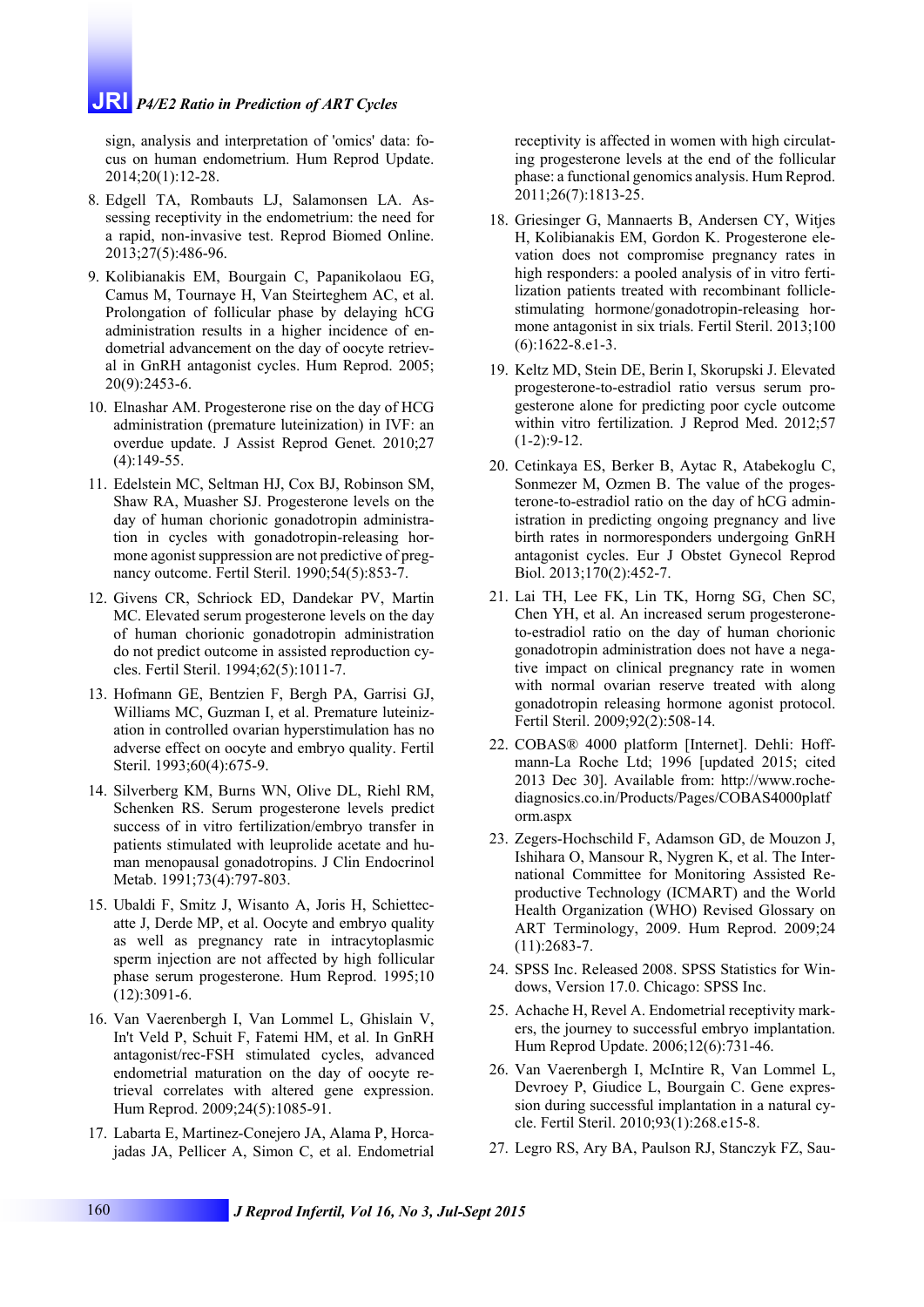sign, analysis and interpretation of 'omics' data: focus on human endometrium. Hum Reprod Update. 2014;20(1):12-28.

8. Edgell TA, Rombauts LJ, Salamonsen LA. Assessing receptivity in the endometrium: the need for a rapid, non-invasive test. Reprod Biomed Online. 2013;27(5):486-96.

9. Kolibianakis EM, Bourgain C, Papanikolaou EG, Camus M, Tournaye H, Van Steirteghem AC, et al. Prolongation of follicular phase by delaying hCG administration results in a higher incidence of endometrial advancement on the day of oocyte retrieval in GnRH antagonist cycles. Hum Reprod. 2005; 20(9):2453-6.

10. Elnashar AM. Progesterone rise on the day of HCG administration (premature luteinization) in IVF: an overdue update. J Assist Reprod Genet. 2010;27 (4):149-55.

11. Edelstein MC, Seltman HJ, Cox BJ, Robinson SM, Shaw RA, Muasher SJ. Progesterone levels on the day of human chorionic gonadotropin administration in cycles with gonadotropin-releasing hormone agonist suppression are not predictive of pregnancy outcome. Fertil Steril. 1990;54(5):853-7.

12. Givens CR, Schriock ED, Dandekar PV, Martin MC. Elevated serum progesterone levels on the day of human chorionic gonadotropin administration do not predict outcome in assisted reproduction cycles. Fertil Steril. 1994;62(5):1011-7.

13. Hofmann GE, Bentzien F, Bergh PA, Garrisi GJ, Williams MC, Guzman I, et al. Premature luteinization in controlled ovarian hyperstimulation has no adverse effect on oocyte and embryo quality. Fertil Steril. 1993;60(4):675-9.

14. Silverberg KM, Burns WN, Olive DL, Riehl RM, Schenken RS. Serum progesterone levels predict success of in vitro fertilization/embryo transfer in patients stimulated with leuprolide acetate and human menopausal gonadotropins. J Clin Endocrinol Metab. 1991;73(4):797-803.

15. Ubaldi F, Smitz J, Wisanto A, Joris H, Schiettecatte J, Derde MP, et al. Oocyte and embryo quality as well as pregnancy rate in intracytoplasmic sperm injection are not affected by high follicular phase serum progesterone. Hum Reprod. 1995;10 (12):3091-6.

16. Van Vaerenbergh I, Van Lommel L, Ghislain V, In't Veld P, Schuit F, Fatemi HM, et al. In GnRH antagonist/rec-FSH stimulated cycles, advanced endometrial maturation on the day of oocyte retrieval correlates with altered gene expression. Hum Reprod. 2009;24(5):1085-91.

17. Labarta E, Martinez-Conejero JA, Alama P, Horcajadas JA, Pellicer A, Simon C, et al. Endometrial receptivity is affected in women with high circulating progesterone levels at the end of the follicular phase: a functional genomics analysis. Hum Reprod. 2011;26(7):1813-25.

18. Griesinger G, Mannaerts B, Andersen CY, Witjes H, Kolibianakis EM, Gordon K. Progesterone elevation does not compromise pregnancy rates in high responders: a pooled analysis of in vitro fertilization patients treated with recombinant follicle-stimulating hormone/gonadotropin-releasing hormone antagonist in six trials. Fertil Steril. 2013;100 (6):1622-8.e1-3.

19. Keltz MD, Stein DE, Berin I, Skorupski J. Elevated progesterone-to-estradiol ratio versus serum progesterone alone for predicting poor cycle outcome within vitro fertilization. J Reprod Med. 2012;57 (1-2):9-12.

20. Cetinkaya ES, Berker B, Aytac R, Atabekoglu C, Sonmezer M, Ozmen B. The value of the progesterone-to-estradiol ratio on the day of hCG administration in predicting ongoing pregnancy and live birth rates in normoresponders undergoing GnRH antagonist cycles. Eur J Obstet Gynecol Reprod Biol. 2013;170(2):452-7.

21. Lai TH, Lee FK, Lin TK, Horng SG, Chen SC, Chen YH, et al. An increased serum progesterone-to-estradiol ratio on the day of human chorionic gonadotropin administration does not have a negative impact on clinical pregnancy rate in women with normal ovarian reserve treated with along gonadotropin releasing hormone agonist protocol. Fertil Steril. 2009;92(2):508-14.

22. COBAS® 4000 platform [Internet]. Dehli: Hoffmann-La Roche Ltd; 1996 [updated 2015; cited 2013 Dec 30]. Available from: http://www.rochediagnosics.co.in/Products/Pages/COBAS4000platform.aspx

23. Zegers-Hochschild F, Adamson GD, de Mouzon J, Ishihara O, Mansour R, Nygren K, et al. The International Committee for Monitoring Assisted Reproductive Technology (ICMART) and the World Health Organization (WHO) Revised Glossary on ART Terminology, 2009. Hum Reprod. 2009;24 (11):2683-7.

24. SPSS Inc. Released 2008. SPSS Statistics for Windows, Version 17.0. Chicago: SPSS Inc.

25. Achache H, Revel A. Endometrial receptivity markers, the journey to successful embryo implantation. Hum Reprod Update. 2006;12(6):731-46.

26. Van Vaerenbergh I, McIntire R, Van Lommel L, Devroey P, Giudice L, Bourgain C. Gene expression during successful implantation in a natural cycle. Fertil Steril. 2010;93(1):268.e15-8.

27. Legro RS, Ary BA, Paulson RJ, Stanczyk FZ, Sau-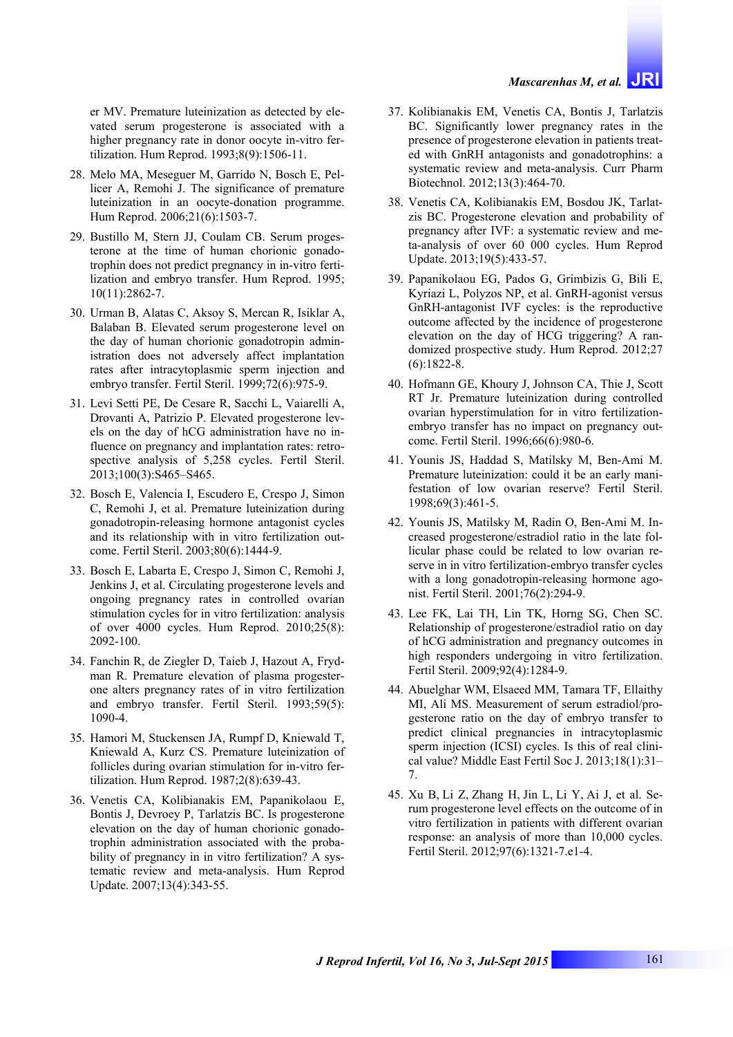er MV. Premature luteinization as detected by elevated serum progesterone is associated with a higher pregnancy rate in donor oocyte in-vitro fertilization. Hum Reprod. 1993;8(9):1506-11.

28. Melo MA, Meseguer M, Garrido N, Bosch E, Pellicer A, Remohi J. The significance of premature luteinization in an oocyte-donation programme. Hum Reprod. 2006;21(6):1503-7.

29. Bustillo M, Stern JJ, Coulam CB. Serum progesterone at the time of human chorionic gonadotrophin does not predict pregnancy in in-vitro fertilization and embryo transfer. Hum Reprod. 1995; 10(11):2862-7.

30. Urman B, Alatas C, Aksoy S, Mercan R, Isiklar A, Balaban B. Elevated serum progesterone level on the day of human chorionic gonadotropin administration does not adversely affect implantation rates after intracytoplasmic sperm injection and embryo transfer. Fertil Steril. 1999;72(6):975-9.

31. Levi Setti PE, De Cesare R, Sacchi L, Vaiarelli A, Drovanti A, Patrizio P. Elevated progesterone levels on the day of hCG administration have no influence on pregnancy and implantation rates: retrospective analysis of 5,258 cycles. Fertil Steril. 2013;100(3):S465–S465.

32. Bosch E, Valencia I, Escudero E, Crespo J, Simon C, Remohi J, et al. Premature luteinization during gonadotropin-releasing hormone antagonist cycles and its relationship with in vitro fertilization outcome. Fertil Steril. 2003;80(6):1444-9.

33. Bosch E, Labarta E, Crespo J, Simon C, Remohi J, Jenkins J, et al. Circulating progesterone levels and ongoing pregnancy rates in controlled ovarian stimulation cycles for in vitro fertilization: analysis of over 4000 cycles. Hum Reprod. 2010;25(8): 2092-100.

34. Fanchin R, de Ziegler D, Taieb J, Hazout A, Frydman R. Premature elevation of plasma progesterone alters pregnancy rates of in vitro fertilization and embryo transfer. Fertil Steril. 1993;59(5): 1090-4.

35. Hamori M, Stuckensen JA, Rumpf D, Kniewald T, Kniewald A, Kurz CS. Premature luteinization of follicles during ovarian stimulation for in-vitro fertilization. Hum Reprod. 1987;2(8):639-43.

36. Venetis CA, Kolibianakis EM, Papanikolaou E, Bontis J, Devroey P, Tarlatzis BC. Is progesterone elevation on the day of human chorionic gonadotrophin administration associated with the probability of pregnancy in in vitro fertilization? A systematic review and meta-analysis. Hum Reprod Update. 2007;13(4):343-55.

37. Kolibianakis EM, Venetis CA, Bontis J, Tarlatzis BC. Significantly lower pregnancy rates in the presence of progesterone elevation in patients treated with GnRH antagonists and gonadotrophins: a systematic review and meta-analysis. Curr Pharm Biotechnol. 2012;13(3):464-70.

38. Venetis CA, Kolibianakis EM, Bosdou JK, Tarlatzis BC. Progesterone elevation and probability of pregnancy after IVF: a systematic review and meta-analysis of over 60 000 cycles. Hum Reprod Update. 2013;19(5):433-57.

39. Papanikolaou EG, Pados G, Grimbizis G, Bili E, Kyriazi L, Polyzos NP, et al. GnRH-agonist versus GnRH-antagonist IVF cycles: is the reproductive outcome affected by the incidence of progesterone elevation on the day of HCG triggering? A randomized prospective study. Hum Reprod. 2012;27 (6):1822-8.

40. Hofmann GE, Khoury J, Johnson CA, Thie J, Scott RT Jr. Premature luteinization during controlled ovarian hyperstimulation for in vitro fertilization-embryo transfer has no impact on pregnancy outcome. Fertil Steril. 1996;66(6):980-6.

41. Younis JS, Haddad S, Matilsky M, Ben-Ami M. Premature luteinization: could it be an early manifestation of low ovarian reserve? Fertil Steril. 1998;69(3):461-5.

42. Younis JS, Matilsky M, Radin O, Ben-Ami M. Increased progesterone/estradiol ratio in the late follicular phase could be related to low ovarian reserve in in vitro fertilization-embryo transfer cycles with a long gonadotropin-releasing hormone agonist. Fertil Steril. 2001;76(2):294-9.

43. Lee FK, Lai TH, Lin TK, Horng SG, Chen SC. Relationship of progesterone/estradiol ratio on day of hCG administration and pregnancy outcomes in high responders undergoing in vitro fertilization. Fertil Steril. 2009;92(4):1284-9.

44. Abuelghar WM, Elsaeed MM, Tamara TF, Ellaithy MI, Ali MS. Measurement of serum estradiol/progesterone ratio on the day of embryo transfer to predict clinical pregnancies in intracytoplasmic sperm injection (ICSI) cycles. Is this of real clinical value? Middle East Fertil Soc J. 2013;18(1):31–7.

45. Xu B, Li Z, Zhang H, Jin L, Li Y, Ai J, et al. Serum progesterone level effects on the outcome of in vitro fertilization in patients with different ovarian response: an analysis of more than 10,000 cycles. Fertil Steril. 2012;97(6):1321-7.e1-4.